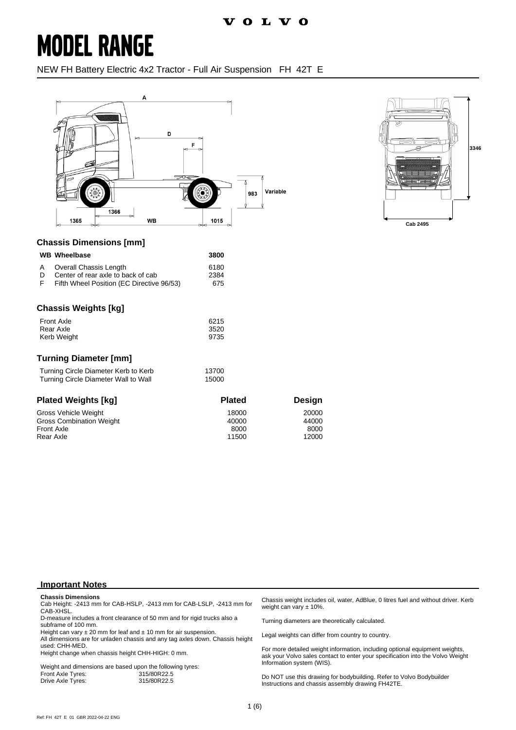VOLVO

# MODEL RANGE

NEW FH Battery Electric 4x2 Tractor - Full Air Suspension FH 42T E

## Chassis Dimensions [mm]

| | WB Wheelbase | 3800 |
|---|---|---|
| A | Overall Chassis Length | 6180 |
| D | Center of rear axle to back of cab | 2384 |
| F | Fifth Wheel Position (EC Directive 96/53) | 675 |

## Chassis Weights [kg]

| | |
|---|---|
| Front Axle | 6215 |
| Rear Axle | 3520 |
| Kerb Weight | 9735 |

## Turning Diameter [mm]

| | |
|---|---|
| Turning Circle Diameter Kerb to Kerb | 13700 |
| Turning Circle Diameter Wall to Wall | 15000 |

## Plated Weights [kg]

| Plated Weights [kg] | Plated | Design |
|---|---|---|
| Gross Vehicle Weight | 18000 | 20000 |
| Gross Combination Weight | 40000 | 44000 |
| Front Axle | 8000 | 8000 |
| Rear Axle | 11500 | 12000 |

## Important Notes

**Chassis Dimensions**

Cab Height: -2413 mm for CAB-HSLP, -2413 mm for CAB-LSLP, -2413 mm for CAB-XHSL.

D-measure includes a front clearance of 50 mm and for rigid trucks also a subframe of 100 mm.

Height can vary ± 20 mm for leaf and ± 10 mm for air suspension.

All dimensions are for unladen chassis and any tag axles down. Chassis height used: CHH-MED.

Height change when chassis height CHH-HIGH: 0 mm.

Weight and dimensions are based upon the following tyres:

| | |
|---|---|
| Front Axle Tyres: | 315/80R22.5 |
| Drive Axle Tyres: | 315/80R22.5 |

Chassis weight includes oil, water, AdBlue, 0 litres fuel and without driver. Kerb weight can vary ± 10%.

Turning diameters are theoretically calculated.

Legal weights can differ from country to country.

For more detailed weight information, including optional equipment weights, ask your Volvo sales contact to enter your specification into the Volvo Weight Information system (WIS).

Do NOT use this drawing for bodybuilding. Refer to Volvo Bodybuilder Instructions and chassis assembly drawing FH42TE.

Ref: FH 42T E 01 GBR 2022-04-22 ENG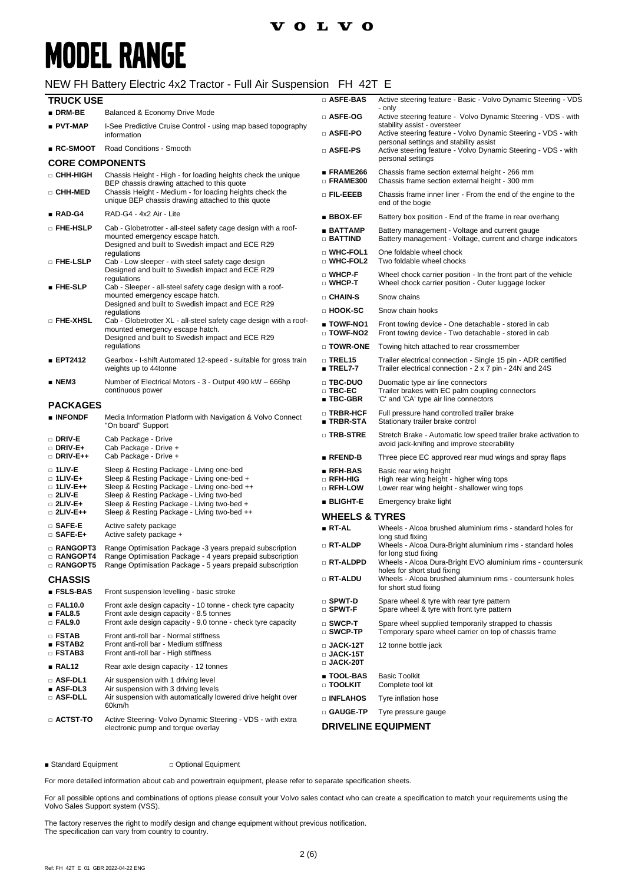# MODEL RANGE

NEW FH Battery Electric 4x2 Tractor - Full Air Suspension FH 42T E

### TRUCK USE

- ■ **DRM-BE** Balanced & Economy Drive Mode
- ■ **PVT-MAP** I-See Predictive Cruise Control - using map based topography information
- ■ **RC-SMOOT** Road Conditions - Smooth

### CORE COMPONENTS

- □ **CHH-HIGH** Chassis Height - High - for loading heights check the unique BEP chassis drawing attached to this quote
- □ **CHH-MED** Chassis Height - Medium - for loading heights check the unique BEP chassis drawing attached to this quote
- ■ **RAD-G4** RAD-G4 - 4x2 Air - Lite
- □ **FHE-HSLP** Cab - Globetrotter - all-steel safety cage design with a roof-mounted emergency escape hatch. Designed and built to Swedish impact and ECE R29 regulations
- □ **FHE-LSLP** Cab - Low sleeper - with steel safety cage design Designed and built to Swedish impact and ECE R29 regulations
- ■ **FHE-SLP** Cab - Sleeper - all-steel safety cage design with a roof-mounted emergency escape hatch. Designed and built to Swedish impact and ECE R29 regulations
- □ **FHE-XHSL** Cab - Globetrotter XL - all-steel safety cage design with a roof-mounted emergency escape hatch. Designed and built to Swedish impact and ECE R29 regulations
- ■ **EPT2412** Gearbox - I-shift Automated 12-speed - suitable for gross train weights up to 44tonne
- ■ **NEM3** Number of Electrical Motors - 3 - Output 490 kW – 666hp continuous power

### PACKAGES

- ■ **INFONDF** Media Information Platform with Navigation & Volvo Connect "On board" Support
- □ **DRIV-E** Cab Package - Drive
- □ **DRIV-E+** Cab Package - Drive +
- □ **DRIV-E++** Cab Package - Drive +
- □ **1LIV-E** Sleep & Resting Package - Living one-bed
- □ **1LIV-E+** Sleep & Resting Package - Living one-bed +
- □ **1LIV-E++** Sleep & Resting Package - Living one-bed ++
- □ **2LIV-E** Sleep & Resting Package - Living two-bed
- □ **2LIV-E+** Sleep & Resting Package - Living two-bed +
- □ **2LIV-E++** Sleep & Resting Package - Living two-bed ++
- □ **SAFE-E** Active safety package
- □ **SAFE-E+** Active safety package +
- □ **RANGOPT3** Range Optimisation Package -3 years prepaid subscription
- □ **RANGOPT4** Range Optimisation Package - 4 years prepaid subscription
- □ **RANGOPT5** Range Optimisation Package - 5 years prepaid subscription

### CHASSIS

- ■ **FSLS-BAS** Front suspension levelling - basic stroke
- □ **FAL10.0** Front axle design capacity - 10 tonne - check tyre capacity
- ■ **FAL8.5** Front axle design capacity - 8.5 tonnes
- □ **FAL9.0** Front axle design capacity - 9.0 tonne - check tyre capacity
- □ **FSTAB** Front anti-roll bar - Normal stiffness
- ■ **FSTAB2** Front anti-roll bar - Medium stiffness
- □ **FSTAB3** Front anti-roll bar - High stiffness
- ■ **RAL12** Rear axle design capacity - 12 tonnes
- □ **ASF-DL1** Air suspension with 1 driving level
- ■ **ASF-DL3** Air suspension with 3 driving levels
- □ **ASF-DLL** Air suspension with automatically lowered drive height over 60km/h
- □ **ACTST-TO** Active Steering- Volvo Dynamic Steering - VDS - with extra electronic pump and torque overlay
- □ **ASFE-BAS** Active steering feature - Basic - Volvo Dynamic Steering - VDS - only
- □ **ASFE-OG** Active steering feature - Volvo Dynamic Steering - VDS - with stability assist - oversteer
- □ **ASFE-PO** Active steering feature - Volvo Dynamic Steering - VDS - with personal settings and stability assist
- □ **ASFE-PS** Active steering feature - Volvo Dynamic Steering - VDS - with personal settings
- ■ **FRAME266** Chassis frame section external height - 266 mm
- □ **FRAME300** Chassis frame section external height - 300 mm
- □ **FIL-EEEB** Chassis frame inner liner - From the end of the engine to the end of the bogie
- ■ **BBOX-EF** Battery box position - End of the frame in rear overhang
- ■ **BATTAMP** Battery management - Voltage and current gauge
- □ **BATTIND** Battery management - Voltage, current and charge indicators
- □ **WHC-FOL1** One foldable wheel chock
- □ **WHC-FOL2** Two foldable wheel chocks
- □ **WHCP-F** Wheel chock carrier position - In the front part of the vehicle
- □ **WHCP-T** Wheel chock carrier position - Outer luggage locker
- □ **CHAIN-S** Snow chains
- □ **HOOK-SC** Snow chain hooks
- ■ **TOWF-NO1** Front towing device - One detachable - stored in cab
- □ **TOWF-NO2** Front towing device - Two detachable - stored in cab
- □ **TOWR-ONE** Towing hitch attached to rear crossmember
- □ **TREL15** Trailer electrical connection - Single 15 pin - ADR certified
- ■ **TREL7-7** Trailer electrical connection - 2 x 7 pin - 24N and 24S
- □ **TBC-DUO** Duomatic type air line connectors
- □ **TBC-EC** Trailer brakes with EC palm coupling connectors
- ■ **TBC-GBR** 'C' and 'CA' type air line connectors
- □ **TRBR-HCF** Full pressure hand controlled trailer brake
- ■ **TRBR-STA** Stationary trailer brake control
- □ **TRB-STRE** Stretch Brake - Automatic low speed trailer brake activation to avoid jack-knifing and improve steerability
- ■ **RFEND-B** Three piece EC approved rear mud wings and spray flaps
- ■ **RFH-BAS** Basic rear wing height
- □ **RFH-HIG** High rear wing height - higher wing tops
- □ **RFH-LOW** Lower rear wing height - shallower wing tops
- ■ **BLIGHT-E** Emergency brake light

### WHEELS & TYRES

- ■ **RT-AL** Wheels - Alcoa brushed aluminium rims - standard holes for long stud fixing
- □ **RT-ALDP** Wheels - Alcoa Dura-Bright aluminium rims - standard holes for long stud fixing
- □ **RT-ALDPD** Wheels - Alcoa Dura-Bright EVO aluminium rims - countersunk holes for short stud fixing
- □ **RT-ALDU** Wheels - Alcoa brushed aluminium rims - countersunk holes for short stud fixing
- □ **SPWT-D** Spare wheel & tyre with rear tyre pattern
- □ **SPWT-F** Spare wheel & tyre with front tyre pattern
- □ **SWCP-T** Spare wheel supplied temporarily strapped to chassis
- □ **SWCP-TP** Temporary spare wheel carrier on top of chassis frame
- □ **JACK-12T** 12 tonne bottle jack
- □ **JACK-15T**
- □ **JACK-20T**
- ■ **TOOL-BAS** Basic Toolkit
- □ **TOOLKIT** Complete tool kit
- □ **INFLAHOS** Tyre inflation hose
- □ **GAUGE-TP** Tyre pressure gauge

### DRIVELINE EQUIPMENT

■ Standard Equipment □ Optional Equipment

For more detailed information about cab and powertrain equipment, please refer to separate specification sheets.

For all possible options and combinations of options please consult your Volvo sales contact who can create a specification to match your requirements using the Volvo Sales Support system (VSS).

The factory reserves the right to modify design and change equipment without previous notification.
The specification can vary from country to country.

Ref: FH 42T E 01 GBR 2022-04-22 ENG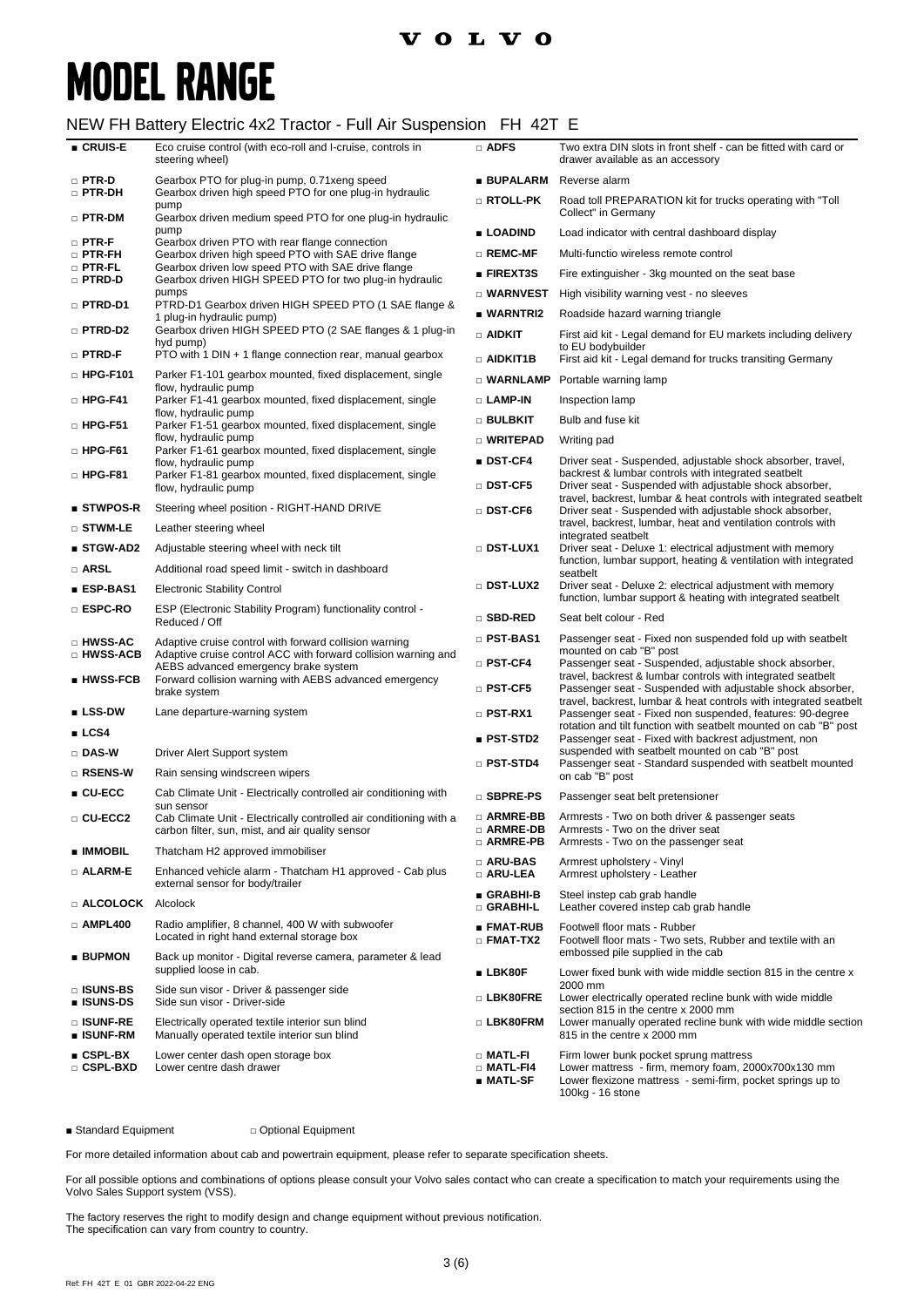# MODEL RANGE

## NEW FH Battery Electric 4x2 Tractor - Full Air Suspension FH 42T E

| Code | Description |
|---|---|
| ■ CRUIS-E | Eco cruise control (with eco-roll and I-cruise, controls in steering wheel) |
| □ PTR-D | Gearbox PTO for plug-in pump, 0.71xeng speed |
| □ PTR-DH | Gearbox driven high speed PTO for one plug-in hydraulic pump |
| □ PTR-DM | Gearbox driven medium speed PTO for one plug-in hydraulic pump |
| □ PTR-F | Gearbox driven PTO with rear flange connection |
| □ PTR-FH | Gearbox driven high speed PTO with SAE drive flange |
| □ PTR-FL | Gearbox driven low speed PTO with SAE drive flange |
| □ PTRD-D | Gearbox driven HIGH SPEED PTO for two plug-in hydraulic pumps |
| □ PTRD-D1 | PTRD-D1 Gearbox driven HIGH SPEED PTO (1 SAE flange & 1 plug-in hydraulic pump) |
| □ PTRD-D2 | Gearbox driven HIGH SPEED PTO (2 SAE flanges & 1 plug-in hyd pump) |
| □ PTRD-F | PTO with 1 DIN + 1 flange connection rear, manual gearbox |
| □ HPG-F101 | Parker F1-101 gearbox mounted, fixed displacement, single flow, hydraulic pump |
| □ HPG-F41 | Parker F1-41 gearbox mounted, fixed displacement, single flow, hydraulic pump |
| □ HPG-F51 | Parker F1-51 gearbox mounted, fixed displacement, single flow, hydraulic pump |
| □ HPG-F61 | Parker F1-61 gearbox mounted, fixed displacement, single flow, hydraulic pump |
| □ HPG-F81 | Parker F1-81 gearbox mounted, fixed displacement, single flow, hydraulic pump |
| ■ STWPOS-R | Steering wheel position - RIGHT-HAND DRIVE |
| □ STWM-LE | Leather steering wheel |
| ■ STGW-AD2 | Adjustable steering wheel with neck tilt |
| □ ARSL | Additional road speed limit - switch in dashboard |
| ■ ESP-BAS1 | Electronic Stability Control |
| □ ESPC-RO | ESP (Electronic Stability Program) functionality control - Reduced / Off |
| □ HWSS-AC | Adaptive cruise control with forward collision warning |
| □ HWSS-ACB | Adaptive cruise control ACC with forward collision warning and AEBS advanced emergency brake system |
| ■ HWSS-FCB | Forward collision warning with AEBS advanced emergency brake system |
| ■ LSS-DW | Lane departure-warning system |
| ■ LCS4 | |
| □ DAS-W | Driver Alert Support system |
| □ RSENS-W | Rain sensing windscreen wipers |
| ■ CU-ECC | Cab Climate Unit - Electrically controlled air conditioning with sun sensor |
| □ CU-ECC2 | Cab Climate Unit - Electrically controlled air conditioning with a carbon filter, sun, mist, and air quality sensor |
| ■ IMMOBIL | Thatcham H2 approved immobiliser |
| □ ALARM-E | Enhanced vehicle alarm - Thatcham H1 approved - Cab plus external sensor for body/trailer |
| □ ALCOLOCK | Alcolock |
| □ AMPL400 | Radio amplifier, 8 channel, 400 W with subwoofer Located in right hand external storage box |
| ■ BUPMON | Back up monitor - Digital reverse camera, parameter & lead supplied loose in cab. |
| □ ISUNS-BS | Side sun visor - Driver & passenger side |
| ■ ISUNS-DS | Side sun visor - Driver-side |
| □ ISUNF-RE | Electrically operated textile interior sun blind |
| ■ ISUNF-RM | Manually operated textile interior sun blind |
| ■ CSPL-BX | Lower center dash open storage box |
| □ CSPL-BXD | Lower centre dash drawer |
| □ ADFS | Two extra DIN slots in front shelf - can be fitted with card or drawer available as an accessory |
| ■ BUPALARM | Reverse alarm |
| □ RTOLL-PK | Road toll PREPARATION kit for trucks operating with "Toll Collect" in Germany |
| ■ LOADIND | Load indicator with central dashboard display |
| □ REMC-MF | Multi-functio wireless remote control |
| ■ FIREXT3S | Fire extinguisher - 3kg mounted on the seat base |
| □ WARNVEST | High visibility warning vest - no sleeves |
| ■ WARNTRI2 | Roadside hazard warning triangle |
| □ AIDKIT | First aid kit - Legal demand for EU markets including delivery to EU bodybuilder |
| □ AIDKIT1B | First aid kit - Legal demand for trucks transiting Germany |
| □ WARNLAMP | Portable warning lamp |
| □ LAMP-IN | Inspection lamp |
| □ BULBKIT | Bulb and fuse kit |
| □ WRITEPAD | Writing pad |
| ■ DST-CF4 | Driver seat - Suspended, adjustable shock absorber, travel, backrest & lumbar controls with integrated seatbelt |
| □ DST-CF5 | Driver seat - Suspended with adjustable shock absorber, travel, backrest, lumbar & heat controls with integrated seatbelt |
| □ DST-CF6 | Driver seat - Suspended with adjustable shock absorber, travel, backrest, lumbar, heat and ventilation controls with integrated seatbelt |
| □ DST-LUX1 | Driver seat - Deluxe 1: electrical adjustment with memory function, lumbar support, heating & ventilation with integrated seatbelt |
| □ DST-LUX2 | Driver seat - Deluxe 2: electrical adjustment with memory function, lumbar support & heating with integrated seatbelt |
| □ SBD-RED | Seat belt colour - Red |
| □ PST-BAS1 | Passenger seat - Fixed non suspended fold up with seatbelt mounted on cab "B" post |
| □ PST-CF4 | Passenger seat - Suspended, adjustable shock absorber, travel, backrest & lumbar controls with integrated seatbelt |
| □ PST-CF5 | Passenger seat - Suspended with adjustable shock absorber, travel, backrest, lumbar & heat controls with integrated seatbelt |
| □ PST-RX1 | Passenger seat - Fixed non suspended, features: 90-degree rotation and tilt function with seatbelt mounted on cab "B" post |
| ■ PST-STD2 | Passenger seat - Fixed with backrest adjustment, non suspended with seatbelt mounted on cab "B" post |
| □ PST-STD4 | Passenger seat - Standard suspended with seatbelt mounted on cab "B" post |
| □ SBPRE-PS | Passenger seat belt pretensioner |
| □ ARMRE-BB | Armrests - Two on both driver & passenger seats |
| □ ARMRE-DB | Armrests - Two on the driver seat |
| □ ARMRE-PB | Armrests - Two on the passenger seat |
| □ ARU-BAS | Armrest upholstery - Vinyl |
| □ ARU-LEA | Armrest upholstery - Leather |
| ■ GRABHI-B | Steel instep cab grab handle |
| □ GRABHI-L | Leather covered instep cab grab handle |
| ■ FMAT-RUB | Footwell floor mats - Rubber |
| □ FMAT-TX2 | Footwell floor mats - Two sets, Rubber and textile with an embossed pile supplied in the cab |
| ■ LBK80F | Lower fixed bunk with wide middle section 815 in the centre x 2000 mm |
| □ LBK80FRE | Lower electrically operated recline bunk with wide middle section 815 in the centre x 2000 mm |
| □ LBK80FRM | Lower manually operated recline bunk with wide middle section 815 in the centre x 2000 mm |
| □ MATL-FI | Firm lower bunk pocket sprung mattress |
| □ MATL-FI4 | Lower mattress - firm, memory foam, 2000x700x130 mm |
| ■ MATL-SF | Lower flexizone mattress - semi-firm, pocket springs up to 100kg - 16 stone |

■ Standard Equipment □ Optional Equipment

For more detailed information about cab and powertrain equipment, please refer to separate specification sheets.

For all possible options and combinations of options please consult your Volvo sales contact who can create a specification to match your requirements using the Volvo Sales Support system (VSS).

The factory reserves the right to modify design and change equipment without previous notification.
The specification can vary from country to country.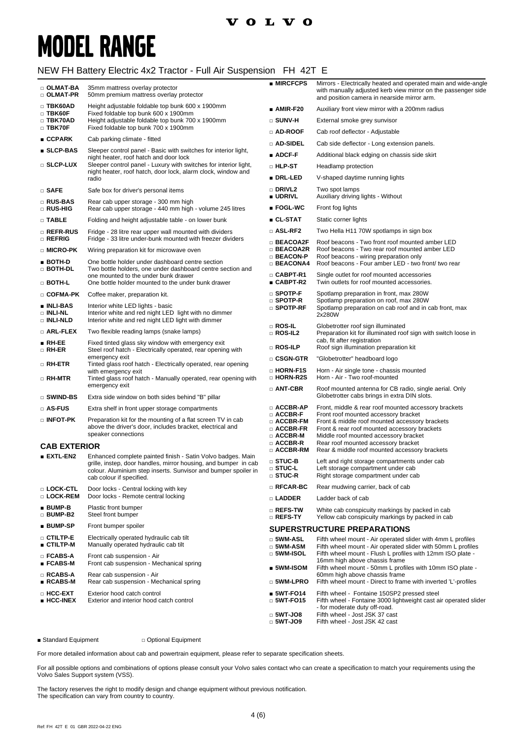VOLVO

# MODEL RANGE

## NEW FH Battery Electric 4x2 Tractor - Full Air Suspension FH 42T E

| Code | Description |
|---|---|
| □ OLMAT-BA | 35mm mattress overlay protector |
| □ OLMAT-PR | 50mm premium mattress overlay protector |
| □ TBK60AD | Height adjustable foldable top bunk 600 x 1900mm |
| □ TBK60F | Fixed foldable top bunk 600 x 1900mm |
| □ TBK70AD | Height adjustable foldable top bunk 700 x 1900mm |
| □ TBK70F | Fixed foldable top bunk 700 x 1900mm |
| ■ CCPARK | Cab parking climate - fitted |
| ■ SLCP-BAS | Sleeper control panel - Basic with switches for interior light, night heater, roof hatch and door lock |
| □ SLCP-LUX | Sleeper control panel - Luxury with switches for interior light, night heater, roof hatch, door lock, alarm clock, window and radio |
| □ SAFE | Safe box for driver's personal items |
| □ RUS-BAS | Rear cab upper storage - 300 mm high |
| □ RUS-HIG | Rear cab upper storage - 440 mm high - volume 245 litres |
| □ TABLE | Folding and height adjustable table - on lower bunk |
| □ REFR-RUS | Fridge - 28 litre rear upper wall mounted with dividers |
| □ REFRIG | Fridge - 33 litre under-bunk mounted with freezer dividers |
| □ MICRO-PK | Wiring preparation kit for microwave oven |
| ■ BOTH-D | One bottle holder under dashboard centre section |
| □ BOTH-DL | Two bottle holders, one under dashboard centre section and one mounted to the under bunk drawer |
| □ BOTH-L | One bottle holder mounted to the under bunk drawer |
| □ COFMA-PK | Coffee maker, preparation kit. |
| ■ INLI-BAS | Interior white LED lights - basic |
| □ INLI-NL | Interior white and red night LED light with no dimmer |
| □ INLI-NLD | Interior white and red night LED light with dimmer |
| □ ARL-FLEX | Two flexible reading lamps (snake lamps) |
| ■ RH-EE | Fixed tinted glass sky window with emergency exit |
| □ RH-ER | Steel roof hatch - Electrically operated, rear opening with emergency exit |
| □ RH-ETR | Tinted glass roof hatch - Electrically operated, rear opening with emergency exit |
| □ RH-MTR | Tinted glass roof hatch - Manually operated, rear opening with emergency exit |
| □ SWIND-BS | Extra side window on both sides behind "B" pillar |
| □ AS-FUS | Extra shelf in front upper storage compartments |
| □ INFOT-PK | Preparation kit for the mounting of a flat screen TV in cab above the driver's door, includes bracket, electrical and speaker connections |

### CAB EXTERIOR

| Code | Description |
|---|---|
| ■ EXTL-EN2 | Enhanced complete painted finish - Satin Volvo badges. Main grille, instep, door handles, mirror housing, and bumper in cab colour. Aluminium step inserts. Sunvisor and bumper spoiler in cab colour if specified. |
| □ LOCK-CTL | Door locks - Central locking with key |
| □ LOCK-REM | Door locks - Remote central locking |
| ■ BUMP-B | Plastic front bumper |
| □ BUMP-B2 | Steel front bumper |
| ■ BUMP-SP | Front bumper spoiler |
| □ CTILTP-E | Electrically operated hydraulic cab tilt |
| ■ CTILTP-M | Manually operated hydraulic cab tilt |
| □ FCABS-A | Front cab suspension - Air |
| ■ FCABS-M | Front cab suspension - Mechanical spring |
| □ RCABS-A | Rear cab suspension - Air |
| ■ RCABS-M | Rear cab suspension - Mechanical spring |
| □ HCC-EXT | Exterior hood catch control |
| ■ HCC-INEX | Exterior and interior hood catch control |
| ■ MIRCFCPS | Mirrors - Electrically heated and operated main and wide-angle with manually adjusted kerb view mirror on the passenger side and position camera in nearside mirror arm. |
| ■ AMIR-F20 | Auxiliary front view mirror with a 200mm radius |
| □ SUNV-H | External smoke grey sunvisor |
| □ AD-ROOF | Cab roof deflector - Adjustable |
| □ AD-SIDEL | Cab side deflector - Long extension panels. |
| ■ ADCF-F | Additional black edging on chassis side skirt |
| □ HLP-ST | Headlamp protection |
| ■ DRL-LED | V-shaped daytime running lights |
| □ DRIVL2 | Two spot lamps |
| ■ UDRIVL | Auxiliary driving lights - Without |
| ■ FOGL-WC | Front fog lights |
| ■ CL-STAT | Static corner lights |
| □ ASL-RF2 | Two Hella H11 70W spotlamps in sign box |
| □ BEACOA2F | Roof beacons - Two front roof mounted amber LED |
| □ BEACOA2R | Roof beacons - Two rear roof mounted amber LED |
| □ BEACON-P | Roof beacons - wiring preparation only |
| □ BEACONA4 | Roof beacons - Four amber LED - two front/ two rear |
| □ CABPT-R1 | Single outlet for roof mounted accessories |
| ■ CABPT-R2 | Twin outlets for roof mounted accessories. |
| □ SPOTP-F | Spotlamp preparation in front, max 280W |
| □ SPOTP-R | Spotlamp preparation on roof, max 280W |
| □ SPOTP-RF | Spotlamp preparation on cab roof and in cab front, max 2x280W |
| □ ROS-IL | Globetrotter roof sign illuminated |
| □ ROS-IL2 | Preparation kit for illuminated roof sign with switch loose in cab, fit after registration |
| □ ROS-ILP | Roof sign illumination preparation kit |
| □ CSGN-GTR | "Globetrotter" headboard logo |
| □ HORN-F1S | Horn - Air single tone - chassis mounted |
| □ HORN-R2S | Horn - Air - Two roof-mounted |
| □ ANT-CBR | Roof mounted antenna for CB radio, single aerial. Only Globetrotter cabs brings in extra DIN slots. |
| □ ACCBR-AP | Front, middle & rear roof mounted accessory brackets |
| □ ACCBR-F | Front roof mounted accessory bracket |
| □ ACCBR-FM | Front & middle roof mounted accessory brackets |
| □ ACCBR-FR | Front & rear roof mounted accessory brackets |
| □ ACCBR-M | Middle roof mounted accessory bracket |
| □ ACCBR-R | Rear roof mounted accessory bracket |
| □ ACCBR-RM | Rear & middle roof mounted accessory brackets |
| □ STUC-B | Left and right storage compartments under cab |
| □ STUC-L | Left storage compartment under cab |
| □ STUC-R | Right storage compartment under cab |
| □ RFCAR-BC | Rear mudwing carrier, back of cab |
| □ LADDER | Ladder back of cab |
| □ REFS-TW | White cab conspicuity markings by packed in cab |
| □ REFS-TY | Yellow cab conspicuity markings by packed in cab |

### SUPERSTRUCTURE PREPARATIONS

| Code | Description |
|---|---|
| □ 5WM-ASL | Fifth wheel mount - Air operated slider with 4mm L profiles |
| □ 5WM-ASM | Fifth wheel mount - Air operated slider with 50mm L profiles |
| □ 5WM-ISOL | Fifth wheel mount - Flush L profiles with 12mm ISO plate - 16mm high above chassis frame |
| ■ 5WM-ISOM | Fifth wheel mount - 50mm L profiles with 10mm ISO plate - 60mm high above chassis frame |
| □ 5WM-LPRO | Fifth wheel mount - Direct to frame with inverted 'L'-profiles |
| ■ 5WT-FO14 | Fifth wheel - Fontaine 150SP2 pressed steel |
| □ 5WT-FO15 | Fifth wheel - Fontaine 3000 lightweight cast air operated slider - for moderate duty off-road. |
| □ 5WT-JO8 | Fifth wheel - Jost JSK 37 cast |
| □ 5WT-JO9 | Fifth wheel - Jost JSK 42 cast |

■ Standard Equipment □ Optional Equipment

For more detailed information about cab and powertrain equipment, please refer to separate specification sheets.

For all possible options and combinations of options please consult your Volvo sales contact who can create a specification to match your requirements using the Volvo Sales Support system (VSS).

The factory reserves the right to modify design and change equipment without previous notification.
The specification can vary from country to country.

Ref: FH 42T E 01 GBR 2022-04-22 ENG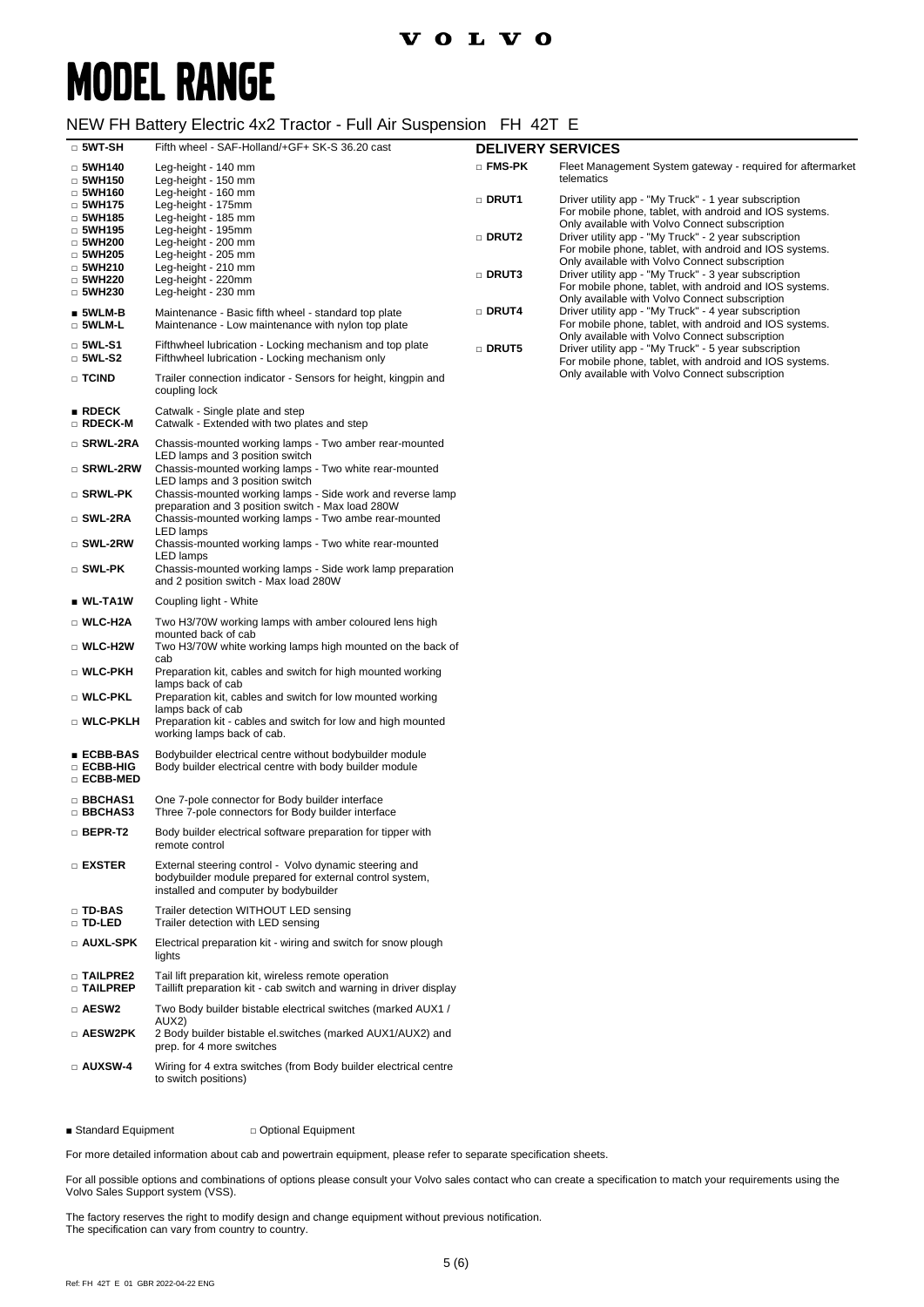# MODEL RANGE

## NEW FH Battery Electric 4x2 Tractor - Full Air Suspension FH 42T E

| Code | Description |
|---|---|
| □ **5WT-SH** | Fifth wheel - SAF-Holland/+GF+ SK-S 36.20 cast |
| □ **5WH140** | Leg-height - 140 mm |
| □ **5WH150** | Leg-height - 150 mm |
| □ **5WH160** | Leg-height - 160 mm |
| □ **5WH175** | Leg-height - 175mm |
| □ **5WH185** | Leg-height - 185 mm |
| □ **5WH195** | Leg-height - 195mm |
| □ **5WH200** | Leg-height - 200 mm |
| □ **5WH205** | Leg-height - 205 mm |
| □ **5WH210** | Leg-height - 210 mm |
| □ **5WH220** | Leg-height - 220mm |
| □ **5WH230** | Leg-height - 230 mm |
| ■ **5WLM-B** | Maintenance - Basic fifth wheel - standard top plate |
| □ **5WLM-L** | Maintenance - Low maintenance with nylon top plate |
| □ **5WL-S1** | Fifthwheel lubrication - Locking mechanism and top plate |
| □ **5WL-S2** | Fifthwheel lubrication - Locking mechanism only |
| □ **TCIND** | Trailer connection indicator - Sensors for height, kingpin and coupling lock |
| ■ **RDECK** | Catwalk - Single plate and step |
| □ **RDECK-M** | Catwalk - Extended with two plates and step |
| □ **SRWL-2RA** | Chassis-mounted working lamps - Two amber rear-mounted LED lamps and 3 position switch |
| □ **SRWL-2RW** | Chassis-mounted working lamps - Two white rear-mounted LED lamps and 3 position switch |
| □ **SRWL-PK** | Chassis-mounted working lamps - Side work and reverse lamp preparation and 3 position switch - Max load 280W |
| □ **SWL-2RA** | Chassis-mounted working lamps - Two ambe rear-mounted LED lamps |
| □ **SWL-2RW** | Chassis-mounted working lamps - Two white rear-mounted LED lamps |
| □ **SWL-PK** | Chassis-mounted working lamps - Side work lamp preparation and 2 position switch - Max load 280W |
| ■ **WL-TA1W** | Coupling light - White |
| □ **WLC-H2A** | Two H3/70W working lamps with amber coloured lens high mounted back of cab |
| □ **WLC-H2W** | Two H3/70W white working lamps high mounted on the back of cab |
| □ **WLC-PKH** | Preparation kit, cables and switch for high mounted working lamps back of cab |
| □ **WLC-PKL** | Preparation kit, cables and switch for low mounted working lamps back of cab |
| □ **WLC-PKLH** | Preparation kit - cables and switch for low and high mounted working lamps back of cab. |
| ■ **ECBB-BAS** | Bodybuilder electrical centre without bodybuilder module |
| □ **ECBB-HIG** | Body builder electrical centre with body builder module |
| □ **ECBB-MED** | |
| □ **BBCHAS1** | One 7-pole connector for Body builder interface |
| □ **BBCHAS3** | Three 7-pole connectors for Body builder interface |
| □ **BEPR-T2** | Body builder electrical software preparation for tipper with remote control |
| □ **EXSTER** | External steering control - Volvo dynamic steering and bodybuilder module prepared for external control system, installed and computer by bodybuilder |
| □ **TD-BAS** | Trailer detection WITHOUT LED sensing |
| □ **TD-LED** | Trailer detection with LED sensing |
| □ **AUXL-SPK** | Electrical preparation kit - wiring and switch for snow plough lights |
| □ **TAILPRE2** | Tail lift preparation kit, wireless remote operation |
| □ **TAILPREP** | Taillift preparation kit - cab switch and warning in driver display |
| □ **AESW2** | Two Body builder bistable electrical switches (marked AUX1 / AUX2) |
| □ **AESW2PK** | 2 Body builder bistable el.switches (marked AUX1/AUX2) and prep. for 4 more switches |
| □ **AUXSW-4** | Wiring for 4 extra switches (from Body builder electrical centre to switch positions) |

### DELIVERY SERVICES

| Code | Description |
|---|---|
| □ **FMS-PK** | Fleet Management System gateway - required for aftermarket telematics |
| □ **DRUT1** | Driver utility app - "My Truck" - 1 year subscription For mobile phone, tablet, with android and IOS systems. Only available with Volvo Connect subscription |
| □ **DRUT2** | Driver utility app - "My Truck" - 2 year subscription For mobile phone, tablet, with android and IOS systems. Only available with Volvo Connect subscription |
| □ **DRUT3** | Driver utility app - "My Truck" - 3 year subscription For mobile phone, tablet, with android and IOS systems. Only available with Volvo Connect subscription |
| □ **DRUT4** | Driver utility app - "My Truck" - 4 year subscription For mobile phone, tablet, with android and IOS systems. Only available with Volvo Connect subscription |
| □ **DRUT5** | Driver utility app - "My Truck" - 5 year subscription For mobile phone, tablet, with android and IOS systems. Only available with Volvo Connect subscription |

■ Standard Equipment □ Optional Equipment

For more detailed information about cab and powertrain equipment, please refer to separate specification sheets.

For all possible options and combinations of options please consult your Volvo sales contact who can create a specification to match your requirements using the Volvo Sales Support system (VSS).

The factory reserves the right to modify design and change equipment without previous notification.
The specification can vary from country to country.

Ref: FH 42T E 01 GBR 2022-04-22 ENG